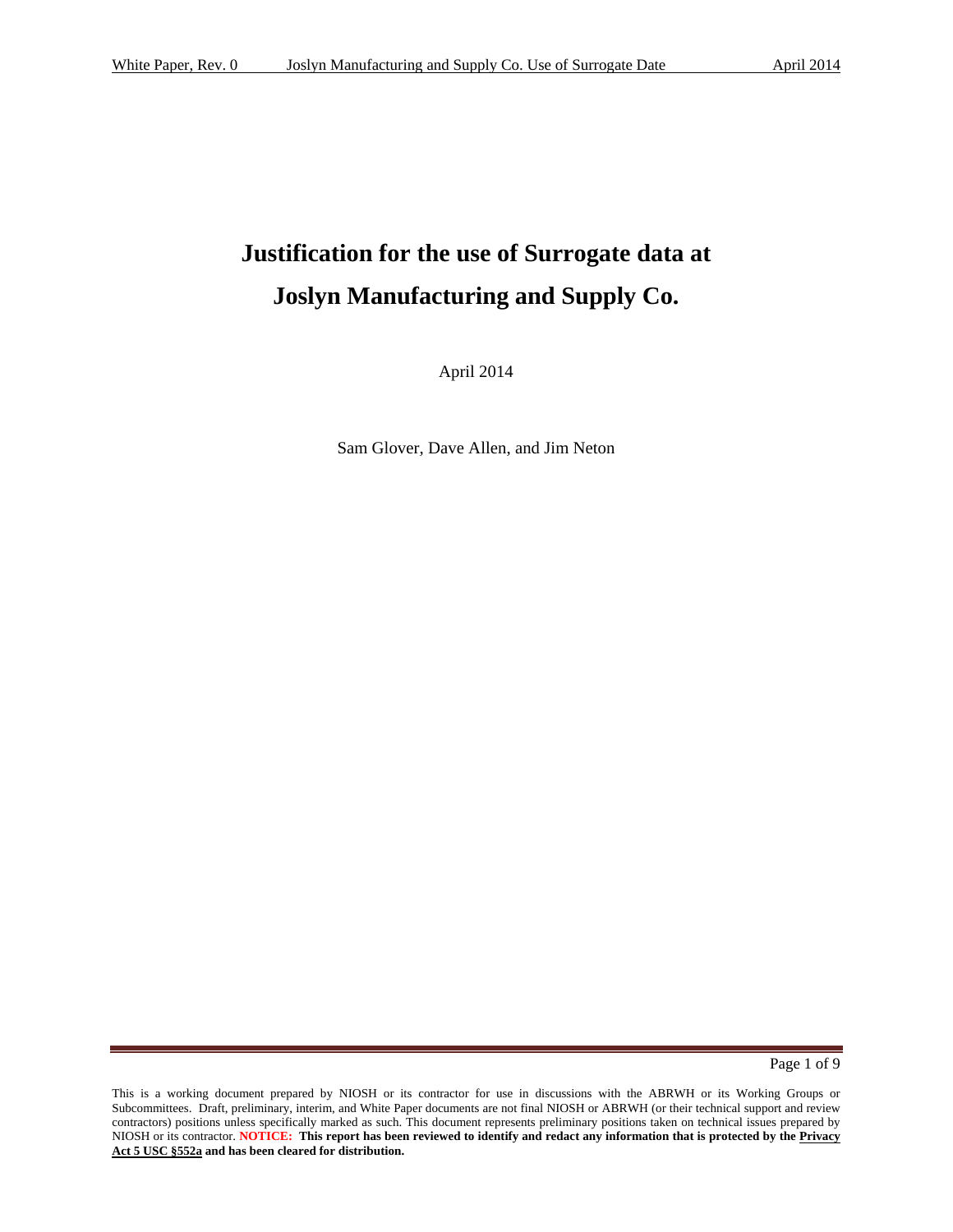# Justification for the use of Surrogate data at Joslyn Manufacturing and Supply Co.

April 2014

Sam Glover, Dave Allen, and Jim Neton

This is a working document prepared by NIOSH or its contractor for use in discussions with the ABRWH or its Working Groups or Subcommittees. Draft, preliminary, interim, and White Paper documents are not final NIOSH or ABRWH (or their technical support and review contractors) positions unless specifically marked as such. This document represents preliminary positions taken on technical issues prepared by NIOSH or its contractor. **NOTICE: This report has been reviewed to identify and redact any information that is protected by the Privacy Act 5 USC §552a and has been cleared for distribution.**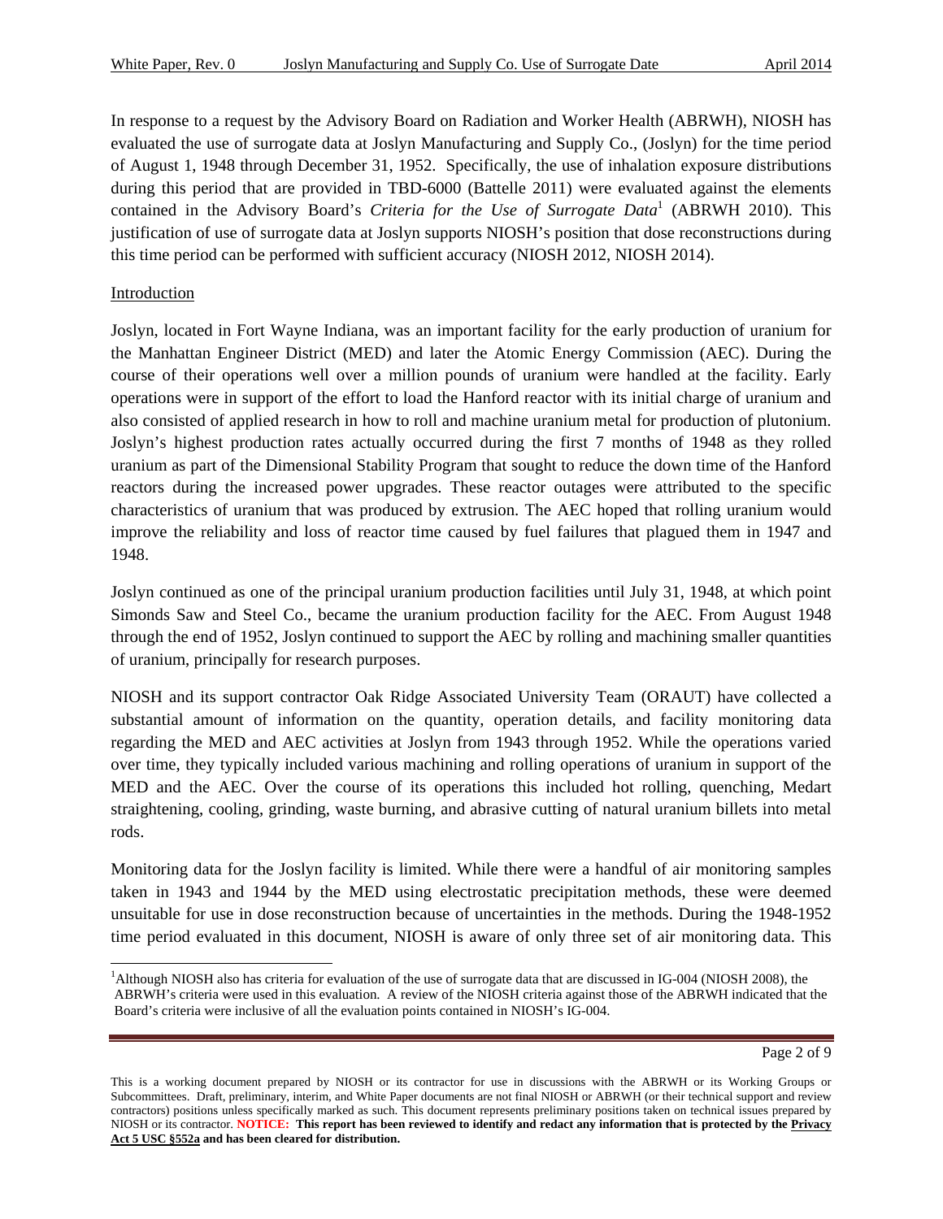In response to a request by the Advisory Board on Radiation and Worker Health (ABRWH), NIOSH has evaluated the use of surrogate data at Joslyn Manufacturing and Supply Co., (Joslyn) for the time period of August 1, 1948 through December 31, 1952. Specifically, the use of inhalation exposure distributions during this period that are provided in TBD-6000 (Battelle 2011) were evaluated against the elements contained in the Advisory Board's *Criteria for the Use of Surrogate Data*[1] (ABRWH 2010). This justification of use of surrogate data at Joslyn supports NIOSH's position that dose reconstructions during this time period can be performed with sufficient accuracy (NIOSH 2012, NIOSH 2014).

## Introduction

Joslyn, located in Fort Wayne Indiana, was an important facility for the early production of uranium for the Manhattan Engineer District (MED) and later the Atomic Energy Commission (AEC). During the course of their operations well over a million pounds of uranium were handled at the facility. Early operations were in support of the effort to load the Hanford reactor with its initial charge of uranium and also consisted of applied research in how to roll and machine uranium metal for production of plutonium. Joslyn's highest production rates actually occurred during the first 7 months of 1948 as they rolled uranium as part of the Dimensional Stability Program that sought to reduce the down time of the Hanford reactors during the increased power upgrades. These reactor outages were attributed to the specific characteristics of uranium that was produced by extrusion. The AEC hoped that rolling uranium would improve the reliability and loss of reactor time caused by fuel failures that plagued them in 1947 and 1948.

Joslyn continued as one of the principal uranium production facilities until July 31, 1948, at which point Simonds Saw and Steel Co., became the uranium production facility for the AEC. From August 1948 through the end of 1952, Joslyn continued to support the AEC by rolling and machining smaller quantities of uranium, principally for research purposes.

NIOSH and its support contractor Oak Ridge Associated University Team (ORAUT) have collected a substantial amount of information on the quantity, operation details, and facility monitoring data regarding the MED and AEC activities at Joslyn from 1943 through 1952. While the operations varied over time, they typically included various machining and rolling operations of uranium in support of the MED and the AEC. Over the course of its operations this included hot rolling, quenching, Medart straightening, cooling, grinding, waste burning, and abrasive cutting of natural uranium billets into metal rods.

Monitoring data for the Joslyn facility is limited. While there were a handful of air monitoring samples taken in 1943 and 1944 by the MED using electrostatic precipitation methods, these were deemed unsuitable for use in dose reconstruction because of uncertainties in the methods. During the 1948-1952 time period evaluated in this document, NIOSH is aware of only three set of air monitoring data. This

[1] Although NIOSH also has criteria for evaluation of the use of surrogate data that are discussed in IG-004 (NIOSH 2008), the ABRWH's criteria were used in this evaluation. A review of the NIOSH criteria against those of the ABRWH indicated that the Board's criteria were inclusive of all the evaluation points contained in NIOSH's IG-004.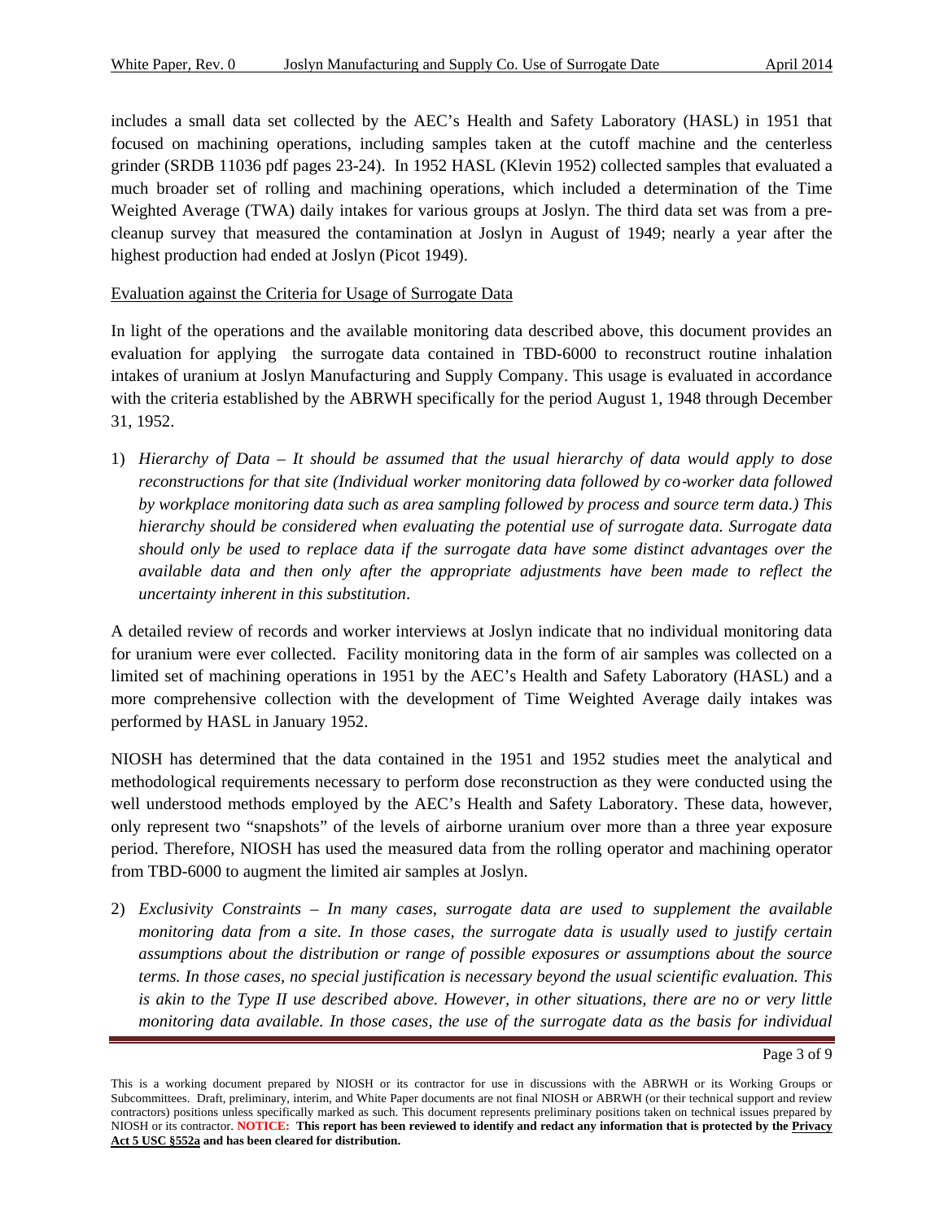includes a small data set collected by the AEC's Health and Safety Laboratory (HASL) in 1951 that focused on machining operations, including samples taken at the cutoff machine and the centerless grinder (SRDB 11036 pdf pages 23-24). In 1952 HASL (Klevin 1952) collected samples that evaluated a much broader set of rolling and machining operations, which included a determination of the Time Weighted Average (TWA) daily intakes for various groups at Joslyn. The third data set was from a pre-cleanup survey that measured the contamination at Joslyn in August of 1949; nearly a year after the highest production had ended at Joslyn (Picot 1949).

Evaluation against the Criteria for Usage of Surrogate Data

In light of the operations and the available monitoring data described above, this document provides an evaluation for applying the surrogate data contained in TBD-6000 to reconstruct routine inhalation intakes of uranium at Joslyn Manufacturing and Supply Company. This usage is evaluated in accordance with the criteria established by the ABRWH specifically for the period August 1, 1948 through December 31, 1952.

1) *Hierarchy of Data – It should be assumed that the usual hierarchy of data would apply to dose reconstructions for that site (Individual worker monitoring data followed by co-worker data followed by workplace monitoring data such as area sampling followed by process and source term data.) This hierarchy should be considered when evaluating the potential use of surrogate data. Surrogate data should only be used to replace data if the surrogate data have some distinct advantages over the available data and then only after the appropriate adjustments have been made to reflect the uncertainty inherent in this substitution*.

A detailed review of records and worker interviews at Joslyn indicate that no individual monitoring data for uranium were ever collected. Facility monitoring data in the form of air samples was collected on a limited set of machining operations in 1951 by the AEC's Health and Safety Laboratory (HASL) and a more comprehensive collection with the development of Time Weighted Average daily intakes was performed by HASL in January 1952.

NIOSH has determined that the data contained in the 1951 and 1952 studies meet the analytical and methodological requirements necessary to perform dose reconstruction as they were conducted using the well understood methods employed by the AEC's Health and Safety Laboratory. These data, however, only represent two "snapshots" of the levels of airborne uranium over more than a three year exposure period. Therefore, NIOSH has used the measured data from the rolling operator and machining operator from TBD-6000 to augment the limited air samples at Joslyn.

2) *Exclusivity Constraints – In many cases, surrogate data are used to supplement the available monitoring data from a site. In those cases, the surrogate data is usually used to justify certain assumptions about the distribution or range of possible exposures or assumptions about the source terms. In those cases, no special justification is necessary beyond the usual scientific evaluation. This is akin to the Type II use described above. However, in other situations, there are no or very little monitoring data available. In those cases, the use of the surrogate data as the basis for individual*

This is a working document prepared by NIOSH or its contractor for use in discussions with the ABRWH or its Working Groups or Subcommittees. Draft, preliminary, interim, and White Paper documents are not final NIOSH or ABRWH (or their technical support and review contractors) positions unless specifically marked as such. This document represents preliminary positions taken on technical issues prepared by NIOSH or its contractor. **NOTICE: This report has been reviewed to identify and redact any information that is protected by the Privacy Act 5 USC §552a and has been cleared for distribution.**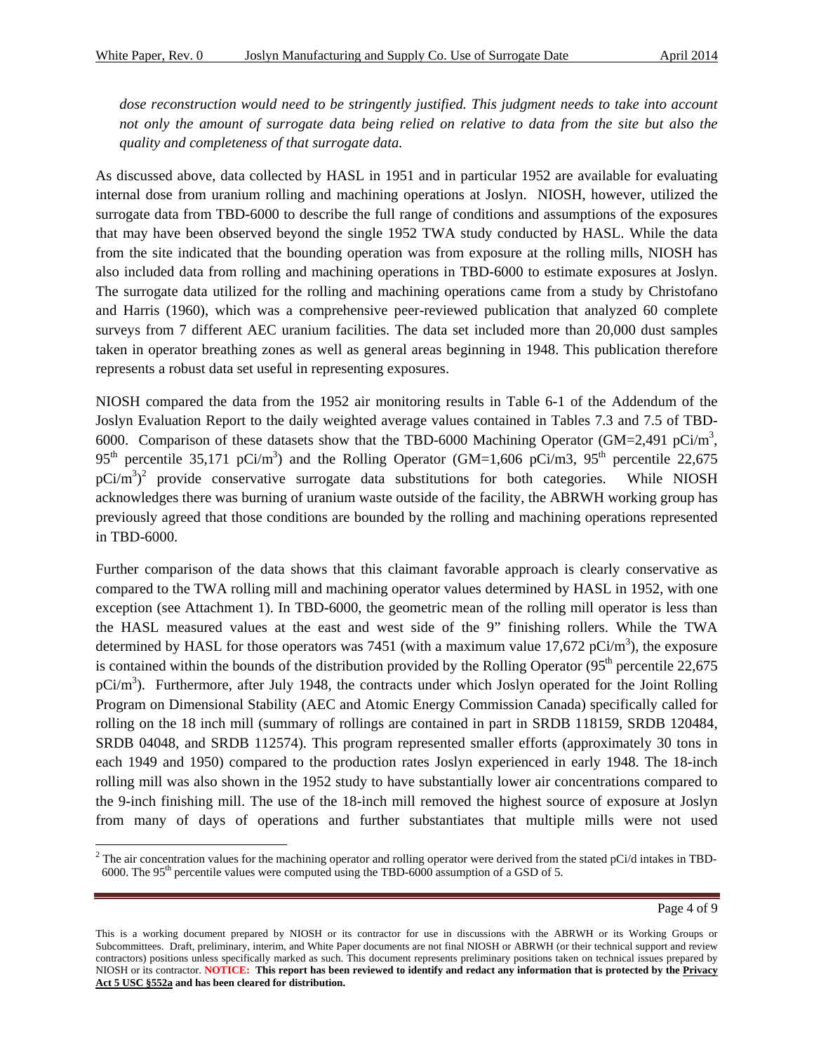*dose reconstruction would need to be stringently justified. This judgment needs to take into account not only the amount of surrogate data being relied on relative to data from the site but also the quality and completeness of that surrogate data.*

As discussed above, data collected by HASL in 1951 and in particular 1952 are available for evaluating internal dose from uranium rolling and machining operations at Joslyn. NIOSH, however, utilized the surrogate data from TBD-6000 to describe the full range of conditions and assumptions of the exposures that may have been observed beyond the single 1952 TWA study conducted by HASL. While the data from the site indicated that the bounding operation was from exposure at the rolling mills, NIOSH has also included data from rolling and machining operations in TBD-6000 to estimate exposures at Joslyn. The surrogate data utilized for the rolling and machining operations came from a study by Christofano and Harris (1960), which was a comprehensive peer-reviewed publication that analyzed 60 complete surveys from 7 different AEC uranium facilities. The data set included more than 20,000 dust samples taken in operator breathing zones as well as general areas beginning in 1948. This publication therefore represents a robust data set useful in representing exposures.

NIOSH compared the data from the 1952 air monitoring results in Table 6-1 of the Addendum of the Joslyn Evaluation Report to the daily weighted average values contained in Tables 7.3 and 7.5 of TBD-6000. Comparison of these datasets show that the TBD-6000 Machining Operator (GM=2,491 pCi/$m^3$, $95^{th}$ percentile 35,171 pCi/$m^3$) and the Rolling Operator (GM=1,606 pCi/m3, $95^{th}$ percentile 22,675 pCi/$m^3$)[2] provide conservative surrogate data substitutions for both categories. While NIOSH acknowledges there was burning of uranium waste outside of the facility, the ABRWH working group has previously agreed that those conditions are bounded by the rolling and machining operations represented in TBD-6000.

Further comparison of the data shows that this claimant favorable approach is clearly conservative as compared to the TWA rolling mill and machining operator values determined by HASL in 1952, with one exception (see Attachment 1). In TBD-6000, the geometric mean of the rolling mill operator is less than the HASL measured values at the east and west side of the 9" finishing rollers. While the TWA determined by HASL for those operators was 7451 (with a maximum value 17,672 pCi/$m^3$), the exposure is contained within the bounds of the distribution provided by the Rolling Operator ($95^{th}$ percentile 22,675 pCi/$m^3$). Furthermore, after July 1948, the contracts under which Joslyn operated for the Joint Rolling Program on Dimensional Stability (AEC and Atomic Energy Commission Canada) specifically called for rolling on the 18 inch mill (summary of rollings are contained in part in SRDB 118159, SRDB 120484, SRDB 04048, and SRDB 112574). This program represented smaller efforts (approximately 30 tons in each 1949 and 1950) compared to the production rates Joslyn experienced in early 1948. The 18-inch rolling mill was also shown in the 1952 study to have substantially lower air concentrations compared to the 9-inch finishing mill. The use of the 18-inch mill removed the highest source of exposure at Joslyn from many of days of operations and further substantiates that multiple mills were not used

[2] The air concentration values for the machining operator and rolling operator were derived from the stated pCi/d intakes in TBD-6000. The $95^{th}$ percentile values were computed using the TBD-6000 assumption of a GSD of 5.

This is a working document prepared by NIOSH or its contractor for use in discussions with the ABRWH or its Working Groups or Subcommittees. Draft, preliminary, interim, and White Paper documents are not final NIOSH or ABRWH (or their technical support and review contractors) positions unless specifically marked as such. This document represents preliminary positions taken on technical issues prepared by NIOSH or its contractor. **NOTICE: This report has been reviewed to identify and redact any information that is protected by the Privacy Act 5 USC §552a and has been cleared for distribution.**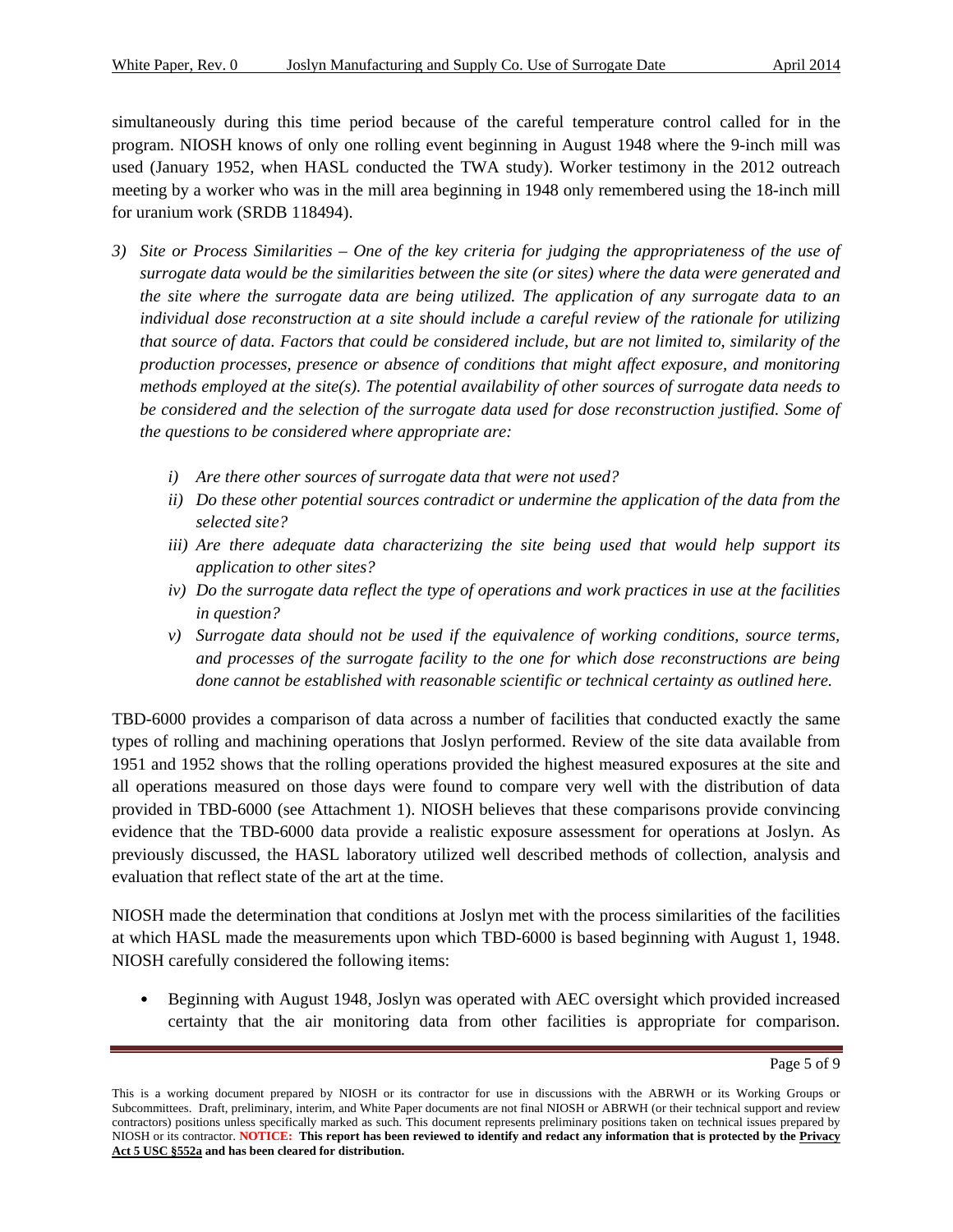simultaneously during this time period because of the careful temperature control called for in the program. NIOSH knows of only one rolling event beginning in August 1948 where the 9-inch mill was used (January 1952, when HASL conducted the TWA study). Worker testimony in the 2012 outreach meeting by a worker who was in the mill area beginning in 1948 only remembered using the 18-inch mill for uranium work (SRDB 118494).

3) *Site or Process Similarities – One of the key criteria for judging the appropriateness of the use of surrogate data would be the similarities between the site (or sites) where the data were generated and the site where the surrogate data are being utilized. The application of any surrogate data to an individual dose reconstruction at a site should include a careful review of the rationale for utilizing that source of data. Factors that could be considered include, but are not limited to, similarity of the production processes, presence or absence of conditions that might affect exposure, and monitoring methods employed at the site(s). The potential availability of other sources of surrogate data needs to be considered and the selection of the surrogate data used for dose reconstruction justified. Some of the questions to be considered where appropriate are:*

   i) *Are there other sources of surrogate data that were not used?*
   ii) *Do these other potential sources contradict or undermine the application of the data from the selected site?*
   iii) *Are there adequate data characterizing the site being used that would help support its application to other sites?*
   iv) *Do the surrogate data reflect the type of operations and work practices in use at the facilities in question?*
   v) *Surrogate data should not be used if the equivalence of working conditions, source terms, and processes of the surrogate facility to the one for which dose reconstructions are being done cannot be established with reasonable scientific or technical certainty as outlined here.*

TBD-6000 provides a comparison of data across a number of facilities that conducted exactly the same types of rolling and machining operations that Joslyn performed. Review of the site data available from 1951 and 1952 shows that the rolling operations provided the highest measured exposures at the site and all operations measured on those days were found to compare very well with the distribution of data provided in TBD-6000 (see Attachment 1). NIOSH believes that these comparisons provide convincing evidence that the TBD-6000 data provide a realistic exposure assessment for operations at Joslyn. As previously discussed, the HASL laboratory utilized well described methods of collection, analysis and evaluation that reflect state of the art at the time.

NIOSH made the determination that conditions at Joslyn met with the process similarities of the facilities at which HASL made the measurements upon which TBD-6000 is based beginning with August 1, 1948. NIOSH carefully considered the following items:

- Beginning with August 1948, Joslyn was operated with AEC oversight which provided increased certainty that the air monitoring data from other facilities is appropriate for comparison.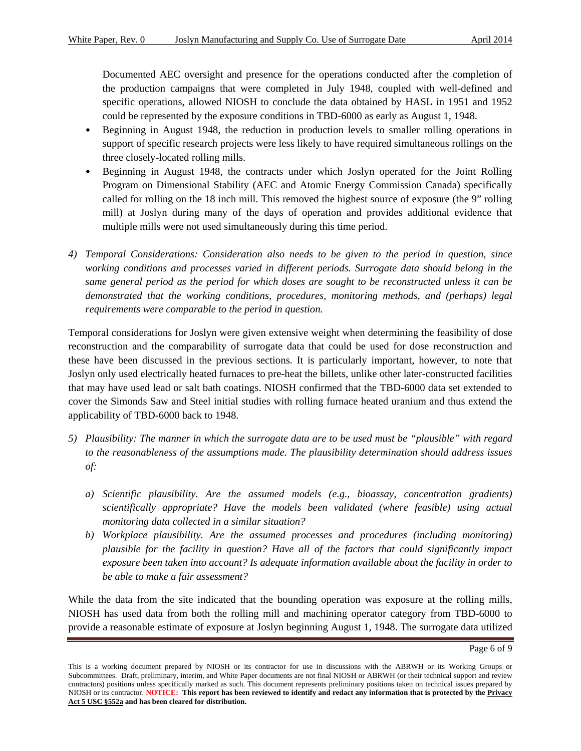Documented AEC oversight and presence for the operations conducted after the completion of the production campaigns that were completed in July 1948, coupled with well-defined and specific operations, allowed NIOSH to conclude the data obtained by HASL in 1951 and 1952 could be represented by the exposure conditions in TBD-6000 as early as August 1, 1948.

- Beginning in August 1948, the reduction in production levels to smaller rolling operations in support of specific research projects were less likely to have required simultaneous rollings on the three closely-located rolling mills.
- Beginning in August 1948, the contracts under which Joslyn operated for the Joint Rolling Program on Dimensional Stability (AEC and Atomic Energy Commission Canada) specifically called for rolling on the 18 inch mill. This removed the highest source of exposure (the 9" rolling mill) at Joslyn during many of the days of operation and provides additional evidence that multiple mills were not used simultaneously during this time period.

4) *Temporal Considerations: Consideration also needs to be given to the period in question, since working conditions and processes varied in different periods. Surrogate data should belong in the same general period as the period for which doses are sought to be reconstructed unless it can be demonstrated that the working conditions, procedures, monitoring methods, and (perhaps) legal requirements were comparable to the period in question.*

Temporal considerations for Joslyn were given extensive weight when determining the feasibility of dose reconstruction and the comparability of surrogate data that could be used for dose reconstruction and these have been discussed in the previous sections. It is particularly important, however, to note that Joslyn only used electrically heated furnaces to pre-heat the billets, unlike other later-constructed facilities that may have used lead or salt bath coatings. NIOSH confirmed that the TBD-6000 data set extended to cover the Simonds Saw and Steel initial studies with rolling furnace heated uranium and thus extend the applicability of TBD-6000 back to 1948.

5) *Plausibility: The manner in which the surrogate data are to be used must be "plausible" with regard to the reasonableness of the assumptions made. The plausibility determination should address issues of:*

   a) *Scientific plausibility. Are the assumed models (e.g., bioassay, concentration gradients) scientifically appropriate? Have the models been validated (where feasible) using actual monitoring data collected in a similar situation?*

   b) *Workplace plausibility. Are the assumed processes and procedures (including monitoring) plausible for the facility in question? Have all of the factors that could significantly impact exposure been taken into account? Is adequate information available about the facility in order to be able to make a fair assessment?*

While the data from the site indicated that the bounding operation was exposure at the rolling mills, NIOSH has used data from both the rolling mill and machining operator category from TBD-6000 to provide a reasonable estimate of exposure at Joslyn beginning August 1, 1948. The surrogate data utilized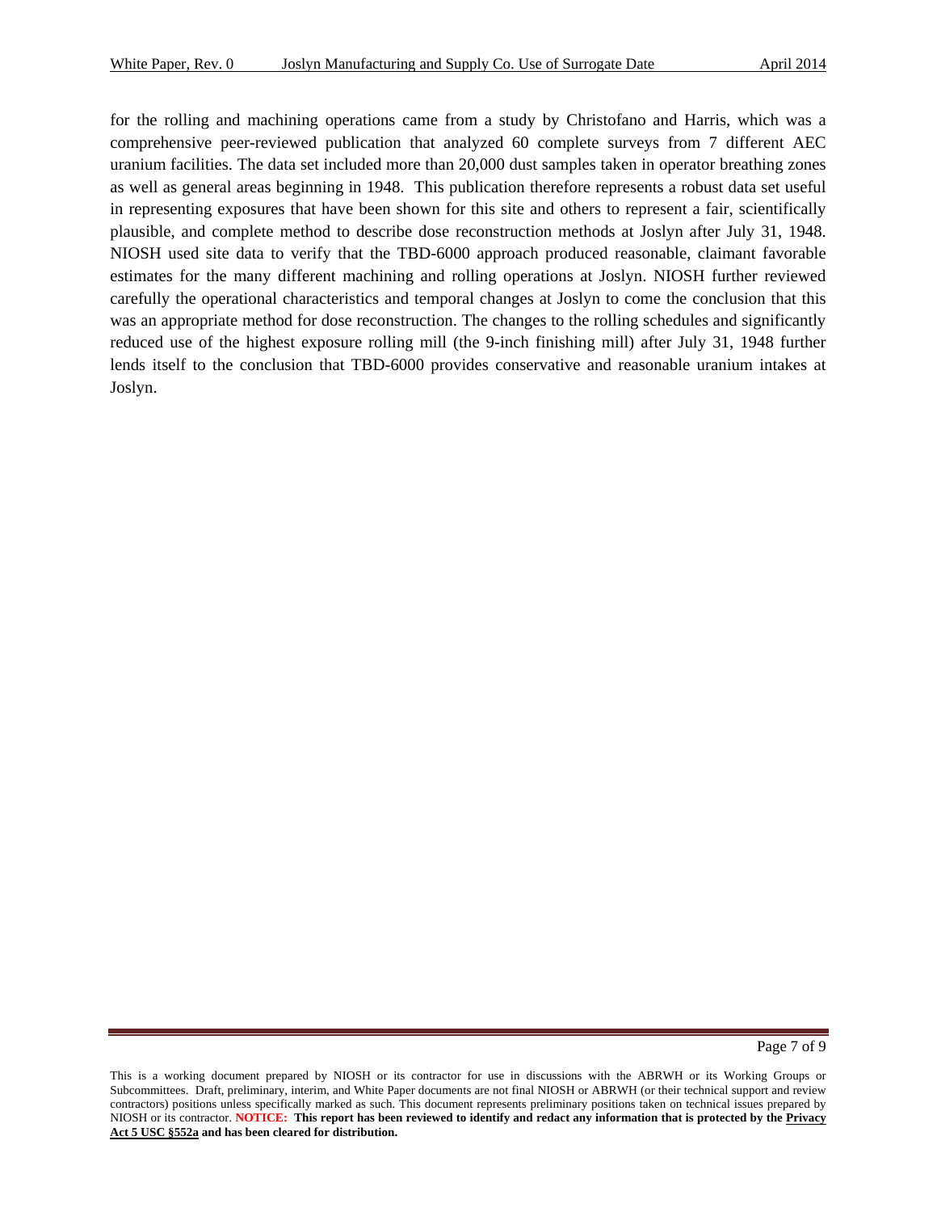for the rolling and machining operations came from a study by Christofano and Harris, which was a comprehensive peer-reviewed publication that analyzed 60 complete surveys from 7 different AEC uranium facilities. The data set included more than 20,000 dust samples taken in operator breathing zones as well as general areas beginning in 1948. This publication therefore represents a robust data set useful in representing exposures that have been shown for this site and others to represent a fair, scientifically plausible, and complete method to describe dose reconstruction methods at Joslyn after July 31, 1948. NIOSH used site data to verify that the TBD-6000 approach produced reasonable, claimant favorable estimates for the many different machining and rolling operations at Joslyn. NIOSH further reviewed carefully the operational characteristics and temporal changes at Joslyn to come the conclusion that this was an appropriate method for dose reconstruction. The changes to the rolling schedules and significantly reduced use of the highest exposure rolling mill (the 9-inch finishing mill) after July 31, 1948 further lends itself to the conclusion that TBD-6000 provides conservative and reasonable uranium intakes at Joslyn.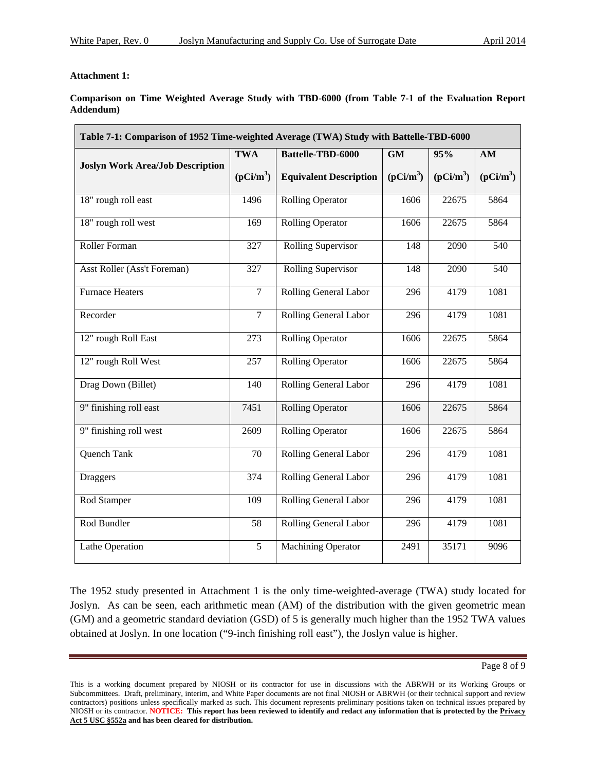**Attachment 1:**

**Comparison on Time Weighted Average Study with TBD-6000 (from Table 7-1 of the Evaluation Report Addendum)**

| **Table 7-1: Comparison of 1952 Time-weighted Average (TWA) Study with Battelle-TBD-6000** | | | | | |
|---|---|---|---|---|---|
| **Joslyn Work Area/Job Description** | **TWA ($pCi/m^3$)** | **Battelle-TBD-6000 Equivalent Description** | **GM ($pCi/m^3$)** | **95% ($pCi/m^3$)** | **AM ($pCi/m^3$)** |
| 18" rough roll east | 1496 | Rolling Operator | 1606 | 22675 | 5864 |
| 18" rough roll west | 169 | Rolling Operator | 1606 | 22675 | 5864 |
| Roller Forman | 327 | Rolling Supervisor | 148 | 2090 | 540 |
| Asst Roller (Ass't Foreman) | 327 | Rolling Supervisor | 148 | 2090 | 540 |
| Furnace Heaters | 7 | Rolling General Labor | 296 | 4179 | 1081 |
| Recorder | 7 | Rolling General Labor | 296 | 4179 | 1081 |
| 12" rough Roll East | 273 | Rolling Operator | 1606 | 22675 | 5864 |
| 12" rough Roll West | 257 | Rolling Operator | 1606 | 22675 | 5864 |
| Drag Down (Billet) | 140 | Rolling General Labor | 296 | 4179 | 1081 |
| 9" finishing roll east | 7451 | Rolling Operator | 1606 | 22675 | 5864 |
| 9" finishing roll west | 2609 | Rolling Operator | 1606 | 22675 | 5864 |
| Quench Tank | 70 | Rolling General Labor | 296 | 4179 | 1081 |
| Draggers | 374 | Rolling General Labor | 296 | 4179 | 1081 |
| Rod Stamper | 109 | Rolling General Labor | 296 | 4179 | 1081 |
| Rod Bundler | 58 | Rolling General Labor | 296 | 4179 | 1081 |
| Lathe Operation | 5 | Machining Operator | 2491 | 35171 | 9096 |

The 1952 study presented in Attachment 1 is the only time-weighted-average (TWA) study located for Joslyn. As can be seen, each arithmetic mean (AM) of the distribution with the given geometric mean (GM) and a geometric standard deviation (GSD) of 5 is generally much higher than the 1952 TWA values obtained at Joslyn. In one location ("9-inch finishing roll east"), the Joslyn value is higher.

This is a working document prepared by NIOSH or its contractor for use in discussions with the ABRWH or its Working Groups or Subcommittees. Draft, preliminary, interim, and White Paper documents are not final NIOSH or ABRWH (or their technical support and review contractors) positions unless specifically marked as such. This document represents preliminary positions taken on technical issues prepared by NIOSH or its contractor. **NOTICE: This report has been reviewed to identify and redact any information that is protected by the Privacy Act 5 USC §552a and has been cleared for distribution.**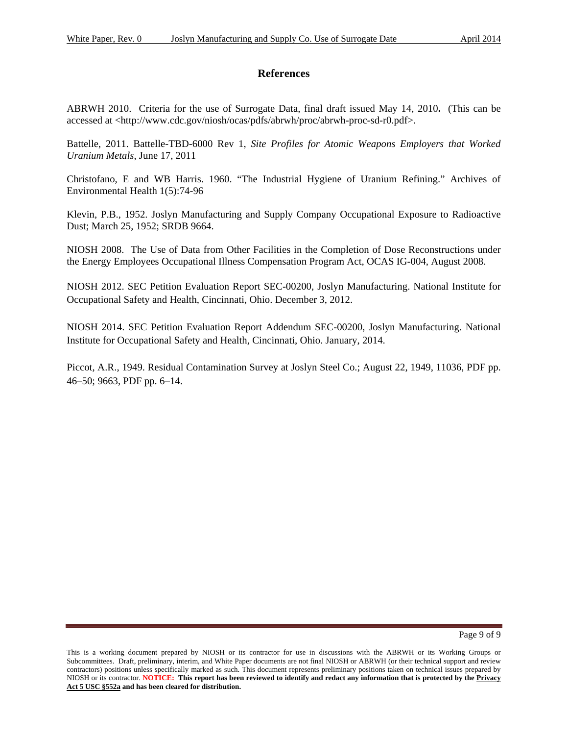## References

ABRWH 2010. Criteria for the use of Surrogate Data, final draft issued May 14, 2010**.** (This can be accessed at <http://www.cdc.gov/niosh/ocas/pdfs/abrwh/proc/abrwh-proc-sd-r0.pdf>.

Battelle, 2011. Battelle-TBD-6000 Rev 1, *Site Profiles for Atomic Weapons Employers that Worked Uranium Metals*, June 17, 2011

Christofano, E and WB Harris. 1960. "The Industrial Hygiene of Uranium Refining." Archives of Environmental Health 1(5):74-96

Klevin, P.B., 1952. Joslyn Manufacturing and Supply Company Occupational Exposure to Radioactive Dust; March 25, 1952; SRDB 9664.

NIOSH 2008. The Use of Data from Other Facilities in the Completion of Dose Reconstructions under the Energy Employees Occupational Illness Compensation Program Act, OCAS IG-004, August 2008.

NIOSH 2012. SEC Petition Evaluation Report SEC-00200, Joslyn Manufacturing. National Institute for Occupational Safety and Health, Cincinnati, Ohio. December 3, 2012.

NIOSH 2014. SEC Petition Evaluation Report Addendum SEC-00200, Joslyn Manufacturing. National Institute for Occupational Safety and Health, Cincinnati, Ohio. January, 2014.

Piccot, A.R., 1949. Residual Contamination Survey at Joslyn Steel Co.; August 22, 1949, 11036, PDF pp. 46–50; 9663, PDF pp. 6–14.

This is a working document prepared by NIOSH or its contractor for use in discussions with the ABRWH or its Working Groups or Subcommittees. Draft, preliminary, interim, and White Paper documents are not final NIOSH or ABRWH (or their technical support and review contractors) positions unless specifically marked as such. This document represents preliminary positions taken on technical issues prepared by NIOSH or its contractor. **NOTICE: This report has been reviewed to identify and redact any information that is protected by the Privacy Act 5 USC §552a and has been cleared for distribution.**